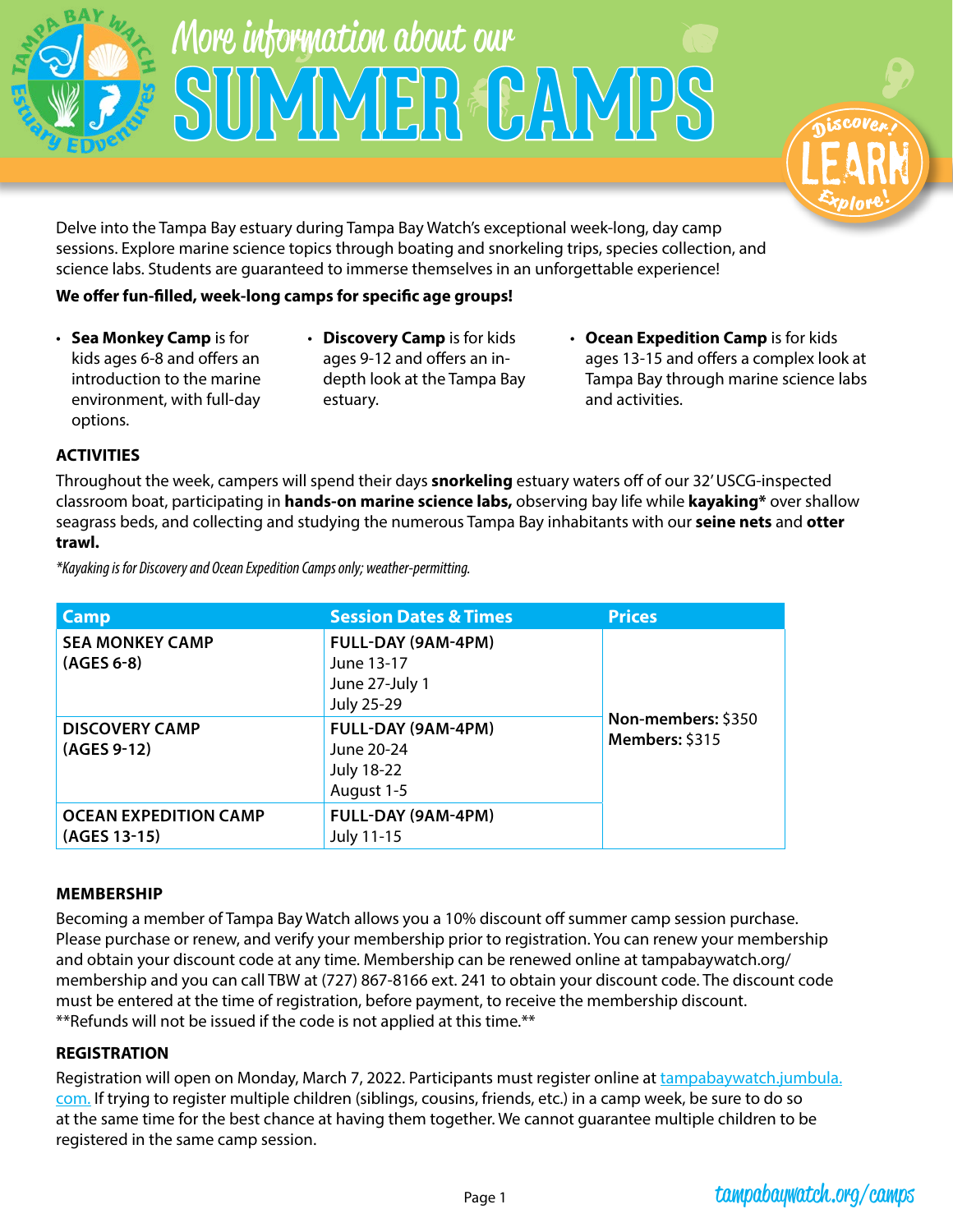# More information about our SUMMER CAMPS

Delve into the Tampa Bay estuary during Tampa Bay Watch's exceptional week-long, day camp sessions. Explore marine science topics through boating and snorkeling trips, species collection, and science labs. Students are guaranteed to immerse themselves in an unforgettable experience!

**We offer fun-filled, week-long camps for specific age groups!**

- **Sea Monkey Camp** is for kids ages 6-8 and offers an introduction to the marine environment, with full-day options.
- **Discovery Camp** is for kids ages 9-12 and offers an in-depth look at the Tampa Bay estuary.
- **Ocean Expedition Camp** is for kids ages 13-15 and offers a complex look at Tampa Bay through marine science labs and activities.

### ACTIVITIES

Throughout the week, campers will spend their days **snorkeling** estuary waters off of our 32' USCG-inspected classroom boat, participating in **hands-on marine science labs,** observing bay life while **kayaking*** over shallow seagrass beds, and collecting and studying the numerous Tampa Bay inhabitants with our **seine nets** and **otter trawl.**

*\*Kayaking is for Discovery and Ocean Expedition Camps only; weather-permitting.*

| Camp | Session Dates & Times | Prices |
|---|---|---|
| **SEA MONKEY CAMP (AGES 6-8)** | **FULL-DAY (9AM-4PM)**<br>June 13-17<br>June 27-July 1<br>July 25-29 | **Non-members:** $350<br>**Members:** $315 |
| **DISCOVERY CAMP (AGES 9-12)** | **FULL-DAY (9AM-4PM)**<br>June 20-24<br>July 18-22<br>August 1-5 | |
| **OCEAN EXPEDITION CAMP (AGES 13-15)** | **FULL-DAY (9AM-4PM)**<br>July 11-15 | |

### MEMBERSHIP

Becoming a member of Tampa Bay Watch allows you a 10% discount off summer camp session purchase. Please purchase or renew, and verify your membership prior to registration. You can renew your membership and obtain your discount code at any time. Membership can be renewed online at tampabaywatch.org/membership and you can call TBW at (727) 867-8166 ext. 241 to obtain your discount code. The discount code must be entered at the time of registration, before payment, to receive the membership discount.
\*\*Refunds will not be issued if the code is not applied at this time.\*\*

### REGISTRATION

Registration will open on Monday, March 7, 2022. Participants must register online at tampabaywatch.jumbula.com. If trying to register multiple children (siblings, cousins, friends, etc.) in a camp week, be sure to do so at the same time for the best chance at having them together. We cannot guarantee multiple children to be registered in the same camp session.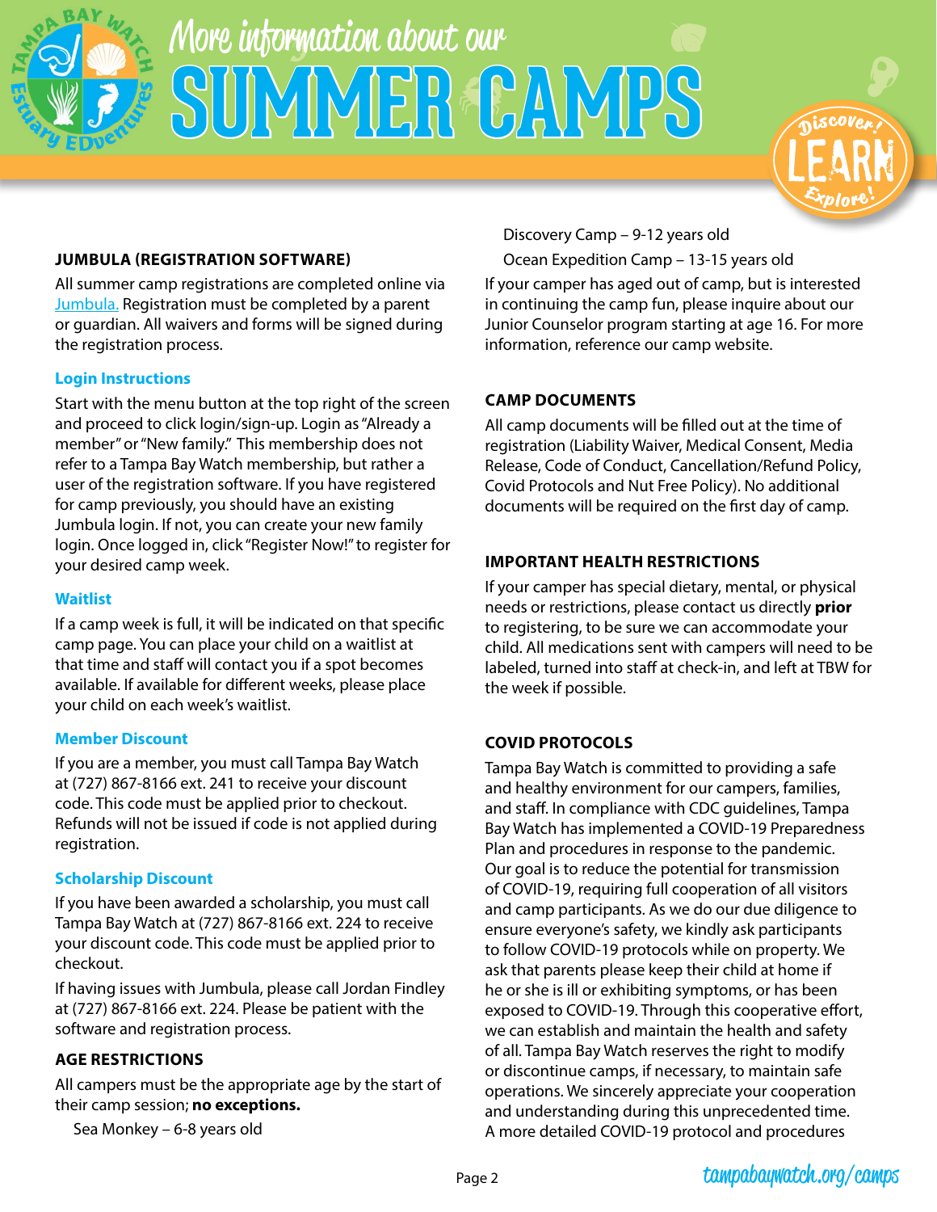# More information about our SUMMER CAMPS

## JUMBULA (REGISTRATION SOFTWARE)

All summer camp registrations are completed online via Jumbula. Registration must be completed by a parent or guardian. All waivers and forms will be signed during the registration process.

### Login Instructions

Start with the menu button at the top right of the screen and proceed to click login/sign-up. Login as "Already a member" or "New family." This membership does not refer to a Tampa Bay Watch membership, but rather a user of the registration software. If you have registered for camp previously, you should have an existing Jumbula login. If not, you can create your new family login. Once logged in, click "Register Now!" to register for your desired camp week.

### Waitlist

If a camp week is full, it will be indicated on that specific camp page. You can place your child on a waitlist at that time and staff will contact you if a spot becomes available. If available for different weeks, please place your child on each week's waitlist.

### Member Discount

If you are a member, you must call Tampa Bay Watch at (727) 867-8166 ext. 241 to receive your discount code. This code must be applied prior to checkout. Refunds will not be issued if code is not applied during registration.

### Scholarship Discount

If you have been awarded a scholarship, you must call Tampa Bay Watch at (727) 867-8166 ext. 224 to receive your discount code. This code must be applied prior to checkout.

If having issues with Jumbula, please call Jordan Findley at (727) 867-8166 ext. 224. Please be patient with the software and registration process.

## AGE RESTRICTIONS

All campers must be the appropriate age by the start of their camp session; **no exceptions.**

Sea Monkey – 6-8 years old

Discovery Camp – 9-12 years old

Ocean Expedition Camp – 13-15 years old

If your camper has aged out of camp, but is interested in continuing the camp fun, please inquire about our Junior Counselor program starting at age 16. For more information, reference our camp website.

## CAMP DOCUMENTS

All camp documents will be filled out at the time of registration (Liability Waiver, Medical Consent, Media Release, Code of Conduct, Cancellation/Refund Policy, Covid Protocols and Nut Free Policy). No additional documents will be required on the first day of camp.

## IMPORTANT HEALTH RESTRICTIONS

If your camper has special dietary, mental, or physical needs or restrictions, please contact us directly **prior** to registering, to be sure we can accommodate your child. All medications sent with campers will need to be labeled, turned into staff at check-in, and left at TBW for the week if possible.

## COVID PROTOCOLS

Tampa Bay Watch is committed to providing a safe and healthy environment for our campers, families, and staff. In compliance with CDC guidelines, Tampa Bay Watch has implemented a COVID-19 Preparedness Plan and procedures in response to the pandemic. Our goal is to reduce the potential for transmission of COVID-19, requiring full cooperation of all visitors and camp participants. As we do our due diligence to ensure everyone's safety, we kindly ask participants to follow COVID-19 protocols while on property. We ask that parents please keep their child at home if he or she is ill or exhibiting symptoms, or has been exposed to COVID-19. Through this cooperative effort, we can establish and maintain the health and safety of all. Tampa Bay Watch reserves the right to modify or discontinue camps, if necessary, to maintain safe operations. We sincerely appreciate your cooperation and understanding during this unprecedented time. A more detailed COVID-19 protocol and procedures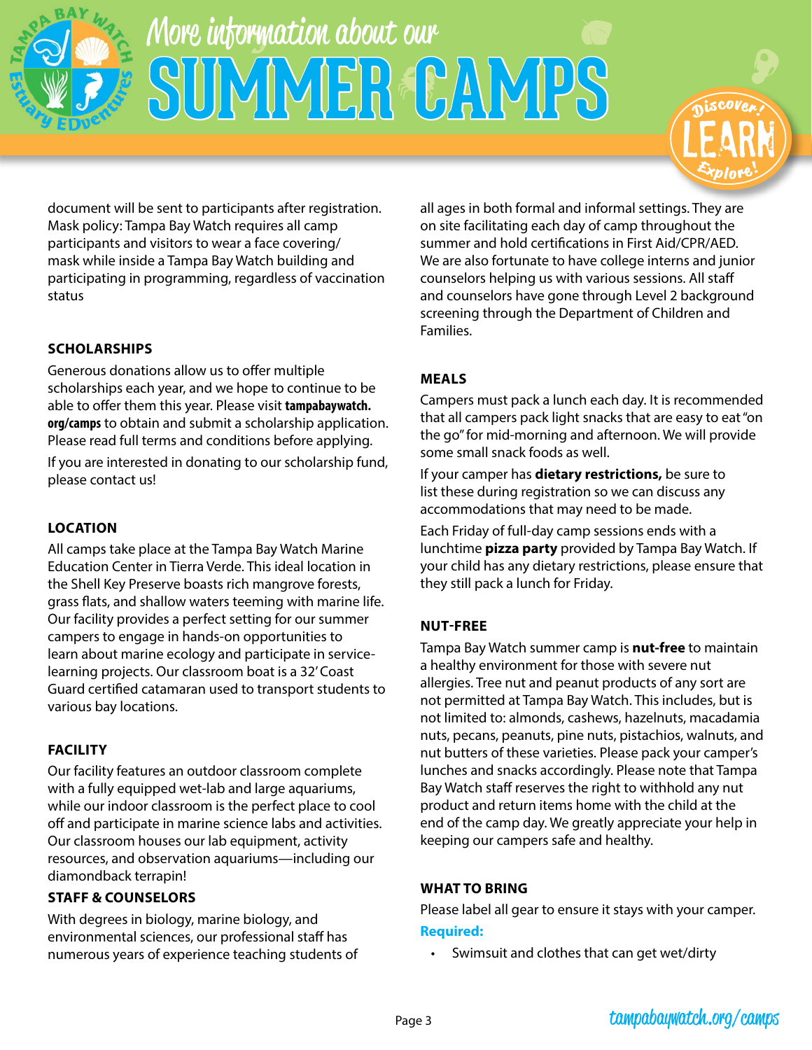document will be sent to participants after registration. Mask policy: Tampa Bay Watch requires all camp participants and visitors to wear a face covering/ mask while inside a Tampa Bay Watch building and participating in programming, regardless of vaccination status

### SCHOLARSHIPS

Generous donations allow us to offer multiple scholarships each year, and we hope to continue to be able to offer them this year. Please visit **tampabaywatch.org/camps** to obtain and submit a scholarship application. Please read full terms and conditions before applying.

If you are interested in donating to our scholarship fund, please contact us!

### LOCATION

All camps take place at the Tampa Bay Watch Marine Education Center in Tierra Verde. This ideal location in the Shell Key Preserve boasts rich mangrove forests, grass flats, and shallow waters teeming with marine life. Our facility provides a perfect setting for our summer campers to engage in hands-on opportunities to learn about marine ecology and participate in service-learning projects. Our classroom boat is a 32' Coast Guard certified catamaran used to transport students to various bay locations.

### FACILITY

Our facility features an outdoor classroom complete with a fully equipped wet-lab and large aquariums, while our indoor classroom is the perfect place to cool off and participate in marine science labs and activities. Our classroom houses our lab equipment, activity resources, and observation aquariums—including our diamondback terrapin!

### STAFF & COUNSELORS

With degrees in biology, marine biology, and environmental sciences, our professional staff has numerous years of experience teaching students of all ages in both formal and informal settings. They are on site facilitating each day of camp throughout the summer and hold certifications in First Aid/CPR/AED. We are also fortunate to have college interns and junior counselors helping us with various sessions. All staff and counselors have gone through Level 2 background screening through the Department of Children and Families.

### MEALS

Campers must pack a lunch each day. It is recommended that all campers pack light snacks that are easy to eat "on the go" for mid-morning and afternoon. We will provide some small snack foods as well.

If your camper has **dietary restrictions,** be sure to list these during registration so we can discuss any accommodations that may need to be made.

Each Friday of full-day camp sessions ends with a lunchtime **pizza party** provided by Tampa Bay Watch. If your child has any dietary restrictions, please ensure that they still pack a lunch for Friday.

### NUT-FREE

Tampa Bay Watch summer camp is **nut-free** to maintain a healthy environment for those with severe nut allergies. Tree nut and peanut products of any sort are not permitted at Tampa Bay Watch. This includes, but is not limited to: almonds, cashews, hazelnuts, macadamia nuts, pecans, peanuts, pine nuts, pistachios, walnuts, and nut butters of these varieties. Please pack your camper's lunches and snacks accordingly. Please note that Tampa Bay Watch staff reserves the right to withhold any nut product and return items home with the child at the end of the camp day. We greatly appreciate your help in keeping our campers safe and healthy.

### WHAT TO BRING

Please label all gear to ensure it stays with your camper.

**Required:**

- Swimsuit and clothes that can get wet/dirty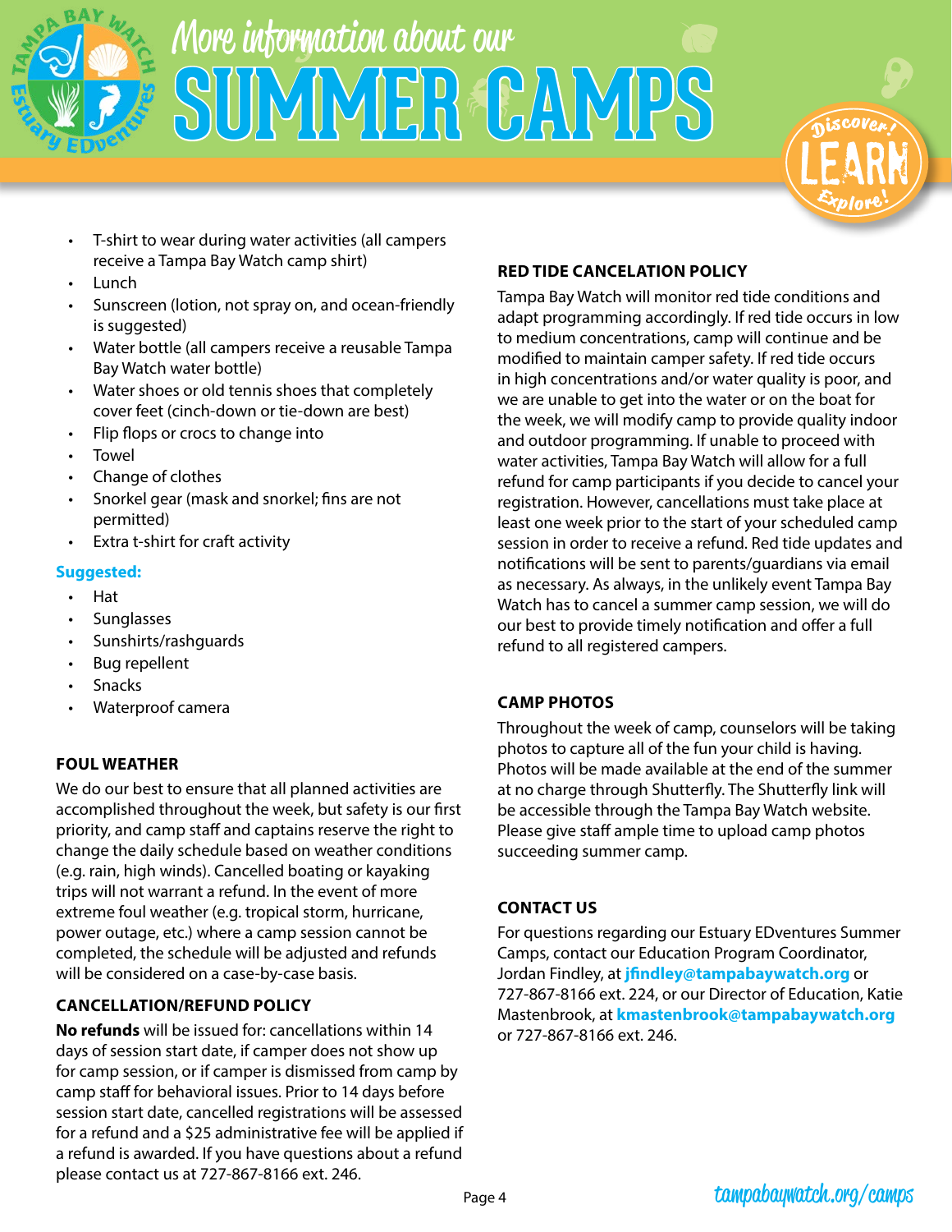# More information about our SUMMER CAMPS

- T-shirt to wear during water activities (all campers receive a Tampa Bay Watch camp shirt)
- Lunch
- Sunscreen (lotion, not spray on, and ocean-friendly is suggested)
- Water bottle (all campers receive a reusable Tampa Bay Watch water bottle)
- Water shoes or old tennis shoes that completely cover feet (cinch-down or tie-down are best)
- Flip flops or crocs to change into
- Towel
- Change of clothes
- Snorkel gear (mask and snorkel; fins are not permitted)
- Extra t-shirt for craft activity

**Suggested:**

- Hat
- Sunglasses
- Sunshirts/rashguards
- Bug repellent
- Snacks
- Waterproof camera

### FOUL WEATHER

We do our best to ensure that all planned activities are accomplished throughout the week, but safety is our first priority, and camp staff and captains reserve the right to change the daily schedule based on weather conditions (e.g. rain, high winds). Cancelled boating or kayaking trips will not warrant a refund. In the event of more extreme foul weather (e.g. tropical storm, hurricane, power outage, etc.) where a camp session cannot be completed, the schedule will be adjusted and refunds will be considered on a case-by-case basis.

### CANCELLATION/REFUND POLICY

**No refunds** will be issued for: cancellations within 14 days of session start date, if camper does not show up for camp session, or if camper is dismissed from camp by camp staff for behavioral issues. Prior to 14 days before session start date, cancelled registrations will be assessed for a refund and a $25 administrative fee will be applied if a refund is awarded. If you have questions about a refund please contact us at 727-867-8166 ext. 246.

### RED TIDE CANCELATION POLICY

Tampa Bay Watch will monitor red tide conditions and adapt programming accordingly. If red tide occurs in low to medium concentrations, camp will continue and be modified to maintain camper safety. If red tide occurs in high concentrations and/or water quality is poor, and we are unable to get into the water or on the boat for the week, we will modify camp to provide quality indoor and outdoor programming. If unable to proceed with water activities, Tampa Bay Watch will allow for a full refund for camp participants if you decide to cancel your registration. However, cancellations must take place at least one week prior to the start of your scheduled camp session in order to receive a refund. Red tide updates and notifications will be sent to parents/guardians via email as necessary. As always, in the unlikely event Tampa Bay Watch has to cancel a summer camp session, we will do our best to provide timely notification and offer a full refund to all registered campers.

### CAMP PHOTOS

Throughout the week of camp, counselors will be taking photos to capture all of the fun your child is having. Photos will be made available at the end of the summer at no charge through Shutterfly. The Shutterfly link will be accessible through the Tampa Bay Watch website. Please give staff ample time to upload camp photos succeeding summer camp.

### CONTACT US

For questions regarding our Estuary EDventures Summer Camps, contact our Education Program Coordinator, Jordan Findley, at **jfindley@tampabaywatch.org** or 727-867-8166 ext. 224, or our Director of Education, Katie Mastenbrook, at **kmastenbrook@tampabaywatch.org** or 727-867-8166 ext. 246.

tampabaywatch.org/camps